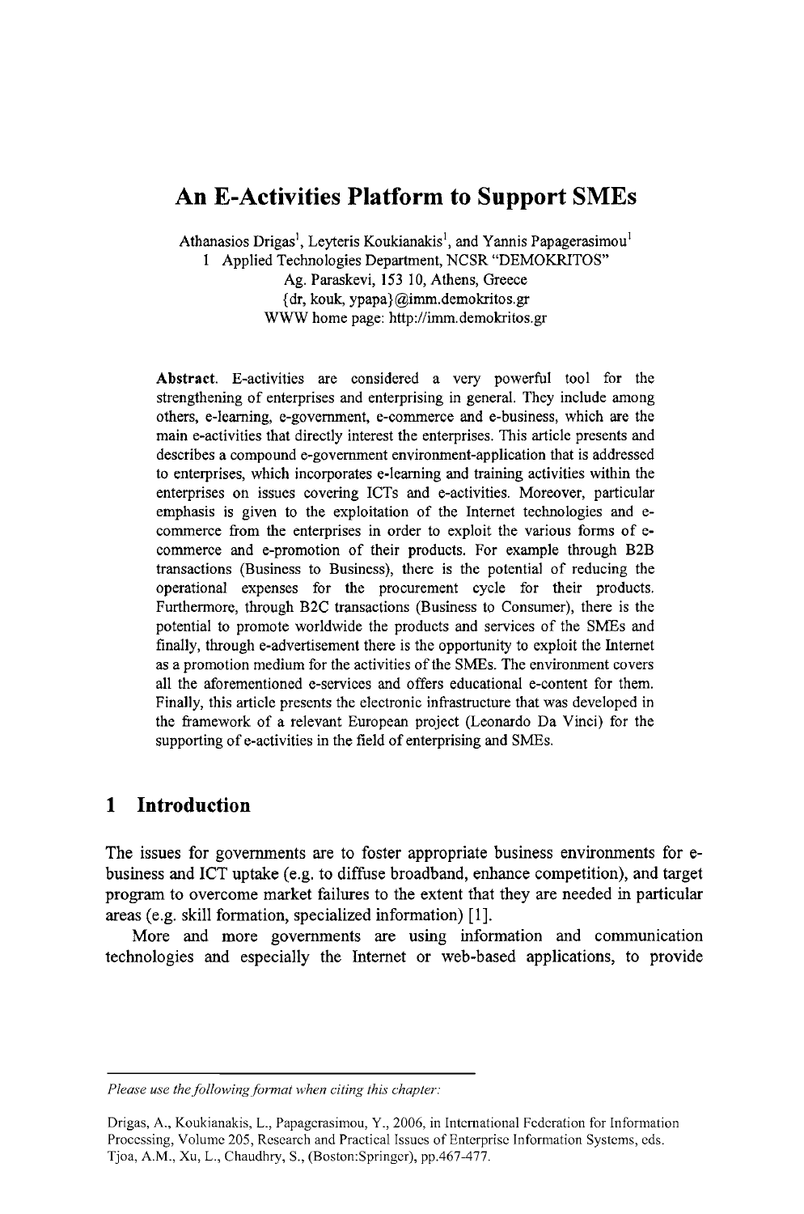# An E-Activities Platform to Support SMEs

Athanasios Drigas[1], Leyteris Koukianakis[1], and Yannis Papagerasimou[1]

1 Applied Technologies Department, NCSR "DEMOKRITOS"
Ag. Paraskevi, 153 10, Athens, Greece
{dr, kouk, ypapa}@imm.demokritos.gr
WWW home page: http://imm.demokritos.gr

**Abstract.** E-activities are considered a very powerful tool for the strengthening of enterprises and enterprising in general. They include among others, e-learning, e-government, e-commerce and e-business, which are the main e-activities that directly interest the enterprises. This article presents and describes a compound e-government environment-application that is addressed to enterprises, which incorporates e-learning and training activities within the enterprises on issues covering ICTs and e-activities. Moreover, particular emphasis is given to the exploitation of the Internet technologies and e-commerce from the enterprises in order to exploit the various forms of e-commerce and e-promotion of their products. For example through B2B transactions (Business to Business), there is the potential of reducing the operational expenses for the procurement cycle for their products. Furthermore, through B2C transactions (Business to Consumer), there is the potential to promote worldwide the products and services of the SMEs and finally, through e-advertisement there is the opportunity to exploit the Internet as a promotion medium for the activities of the SMEs. The environment covers all the aforementioned e-services and offers educational e-content for them. Finally, this article presents the electronic infrastructure that was developed in the framework of a relevant European project (Leonardo Da Vinci) for the supporting of e-activities in the field of enterprising and SMEs.

## 1 Introduction

The issues for governments are to foster appropriate business environments for e-business and ICT uptake (e.g. to diffuse broadband, enhance competition), and target program to overcome market failures to the extent that they are needed in particular areas (e.g. skill formation, specialized information) [1].

More and more governments are using information and communication technologies and especially the Internet or web-based applications, to provide

---

*Please use the following format when citing this chapter:*

Drigas, A., Koukianakis, L., Papagerasimou, Y., 2006, in International Federation for Information Processing, Volume 205, Research and Practical Issues of Enterprise Information Systems, eds. Tjoa, A.M., Xu, L., Chaudhry, S., (Boston:Springer), pp.467-477.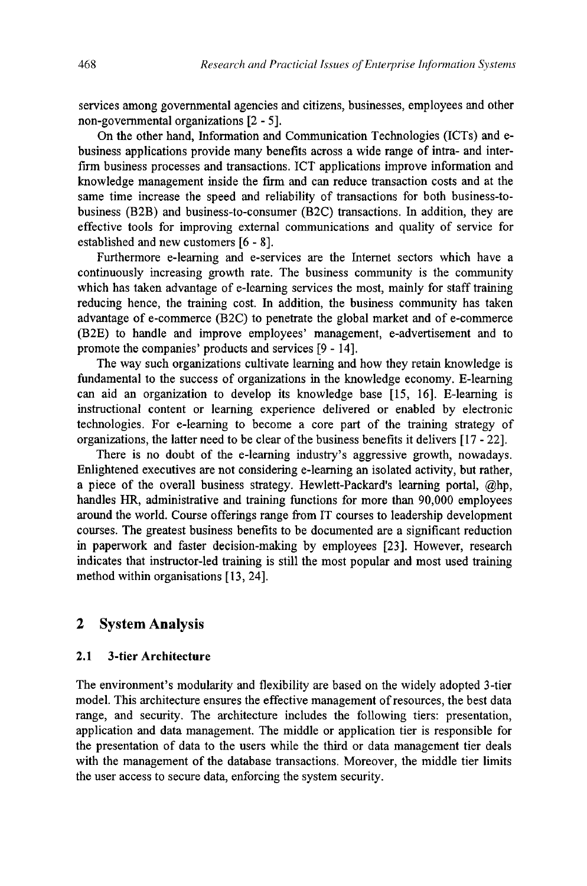services among governmental agencies and citizens, businesses, employees and other non-governmental organizations [2 - 5].

On the other hand, Information and Communication Technologies (ICTs) and e-business applications provide many benefits across a wide range of intra- and inter-firm business processes and transactions. ICT applications improve information and knowledge management inside the firm and can reduce transaction costs and at the same time increase the speed and reliability of transactions for both business-to-business (B2B) and business-to-consumer (B2C) transactions. In addition, they are effective tools for improving external communications and quality of service for established and new customers [6 - 8].

Furthermore e-learning and e-services are the Internet sectors which have a continuously increasing growth rate. The business community is the community which has taken advantage of e-learning services the most, mainly for staff training reducing hence, the training cost. In addition, the business community has taken advantage of e-commerce (B2C) to penetrate the global market and of e-commerce (B2E) to handle and improve employees' management, e-advertisement and to promote the companies' products and services [9 - 14].

The way such organizations cultivate learning and how they retain knowledge is fundamental to the success of organizations in the knowledge economy. E-learning can aid an organization to develop its knowledge base [15, 16]. E-learning is instructional content or learning experience delivered or enabled by electronic technologies. For e-learning to become a core part of the training strategy of organizations, the latter need to be clear of the business benefits it delivers [17 - 22].

There is no doubt of the e-learning industry's aggressive growth, nowadays. Enlightened executives are not considering e-learning an isolated activity, but rather, a piece of the overall business strategy. Hewlett-Packard's learning portal, @hp, handles HR, administrative and training functions for more than 90,000 employees around the world. Course offerings range from IT courses to leadership development courses. The greatest business benefits to be documented are a significant reduction in paperwork and faster decision-making by employees [23]. However, research indicates that instructor-led training is still the most popular and most used training method within organisations [13, 24].

## 2 System Analysis

### 2.1 3-tier Architecture

The environment's modularity and flexibility are based on the widely adopted 3-tier model. This architecture ensures the effective management of resources, the best data range, and security. The architecture includes the following tiers: presentation, application and data management. The middle or application tier is responsible for the presentation of data to the users while the third or data management tier deals with the management of the database transactions. Moreover, the middle tier limits the user access to secure data, enforcing the system security.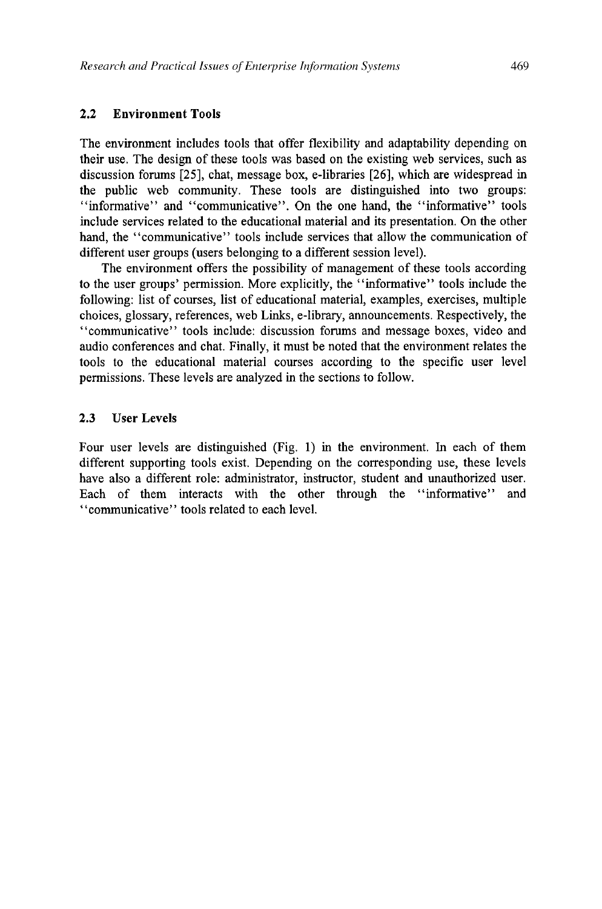## 2.2 Environment Tools

The environment includes tools that offer flexibility and adaptability depending on their use. The design of these tools was based on the existing web services, such as discussion forums [25], chat, message box, e-libraries [26], which are widespread in the public web community. These tools are distinguished into two groups: ''informative'' and ''communicative''. On the one hand, the ''informative'' tools include services related to the educational material and its presentation. On the other hand, the ''communicative'' tools include services that allow the communication of different user groups (users belonging to a different session level).

The environment offers the possibility of management of these tools according to the user groups' permission. More explicitly, the ''informative'' tools include the following: list of courses, list of educational material, examples, exercises, multiple choices, glossary, references, web Links, e-library, announcements. Respectively, the ''communicative'' tools include: discussion forums and message boxes, video and audio conferences and chat. Finally, it must be noted that the environment relates the tools to the educational material courses according to the specific user level permissions. These levels are analyzed in the sections to follow.

## 2.3 User Levels

Four user levels are distinguished (Fig. 1) in the environment. In each of them different supporting tools exist. Depending on the corresponding use, these levels have also a different role: administrator, instructor, student and unauthorized user. Each of them interacts with the other through the ''informative'' and ''communicative'' tools related to each level.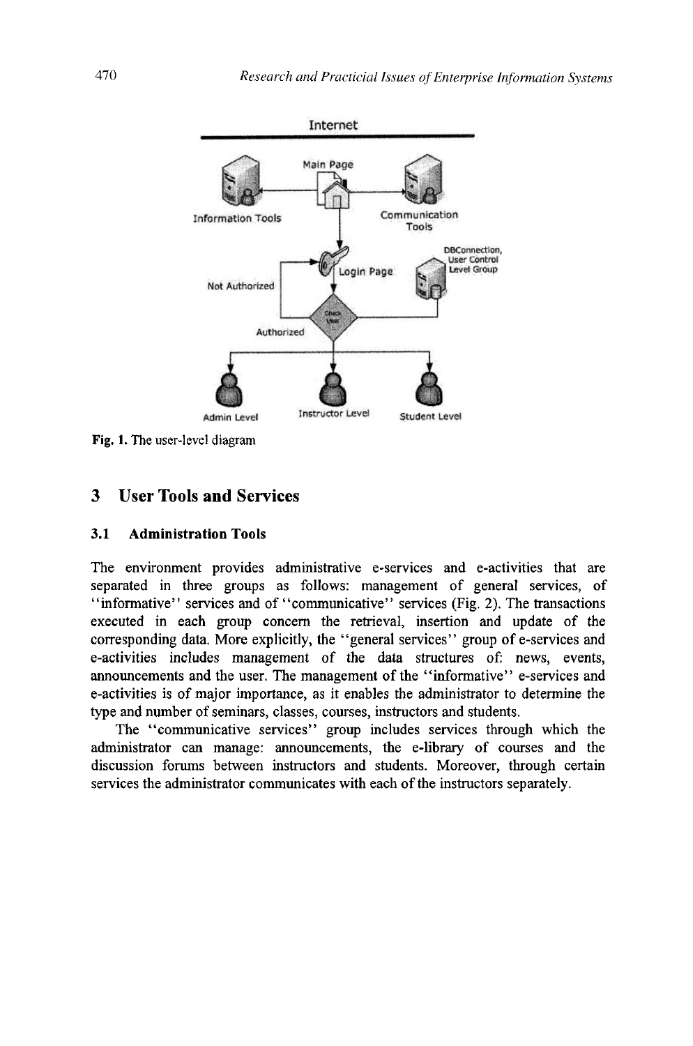Fig. 1. The user-level diagram

## 3 User Tools and Services

### 3.1 Administration Tools

The environment provides administrative e-services and e-activities that are separated in three groups as follows: management of general services, of "informative" services and of "communicative" services (Fig. 2). The transactions executed in each group concern the retrieval, insertion and update of the corresponding data. More explicitly, the "general services" group of e-services and e-activities includes management of the data structures of: news, events, announcements and the user. The management of the "informative" e-services and e-activities is of major importance, as it enables the administrator to determine the type and number of seminars, classes, courses, instructors and students.

The "communicative services" group includes services through which the administrator can manage: announcements, the e-library of courses and the discussion forums between instructors and students. Moreover, through certain services the administrator communicates with each of the instructors separately.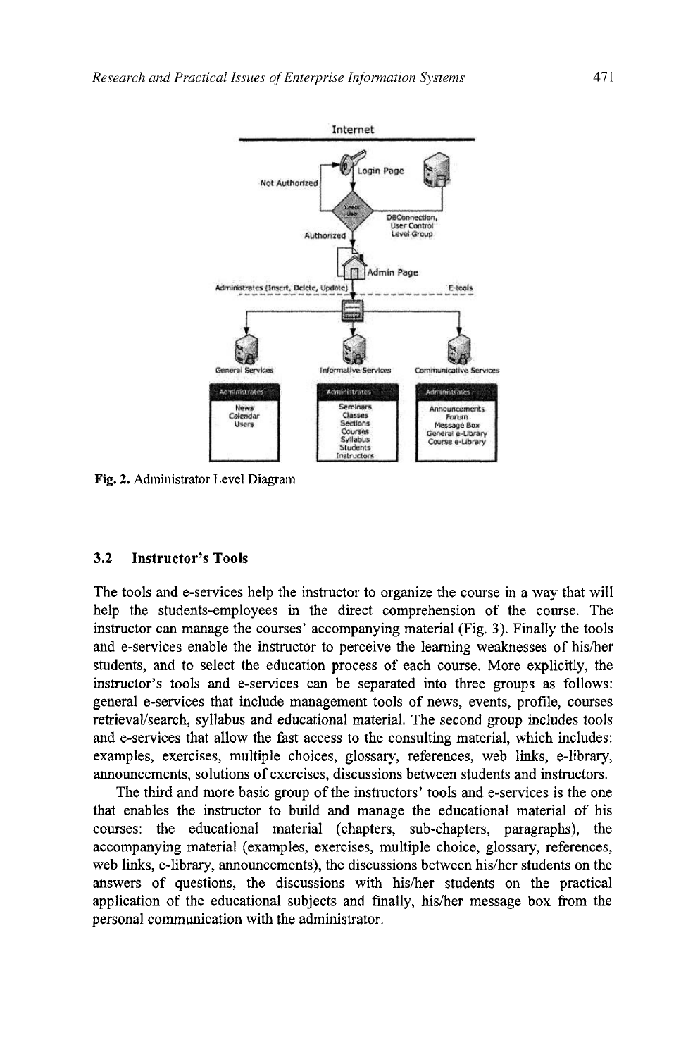Fig. 2. Administrator Level Diagram

### 3.2 Instructor's Tools

The tools and e-services help the instructor to organize the course in a way that will help the students-employees in the direct comprehension of the course. The instructor can manage the courses' accompanying material (Fig. 3). Finally the tools and e-services enable the instructor to perceive the learning weaknesses of his/her students, and to select the education process of each course. More explicitly, the instructor's tools and e-services can be separated into three groups as follows: general e-services that include management tools of news, events, profile, courses retrieval/search, syllabus and educational material. The second group includes tools and e-services that allow the fast access to the consulting material, which includes: examples, exercises, multiple choices, glossary, references, web links, e-library, announcements, solutions of exercises, discussions between students and instructors.

The third and more basic group of the instructors' tools and e-services is the one that enables the instructor to build and manage the educational material of his courses: the educational material (chapters, sub-chapters, paragraphs), the accompanying material (examples, exercises, multiple choice, glossary, references, web links, e-library, announcements), the discussions between his/her students on the answers of questions, the discussions with his/her students on the practical application of the educational subjects and finally, his/her message box from the personal communication with the administrator.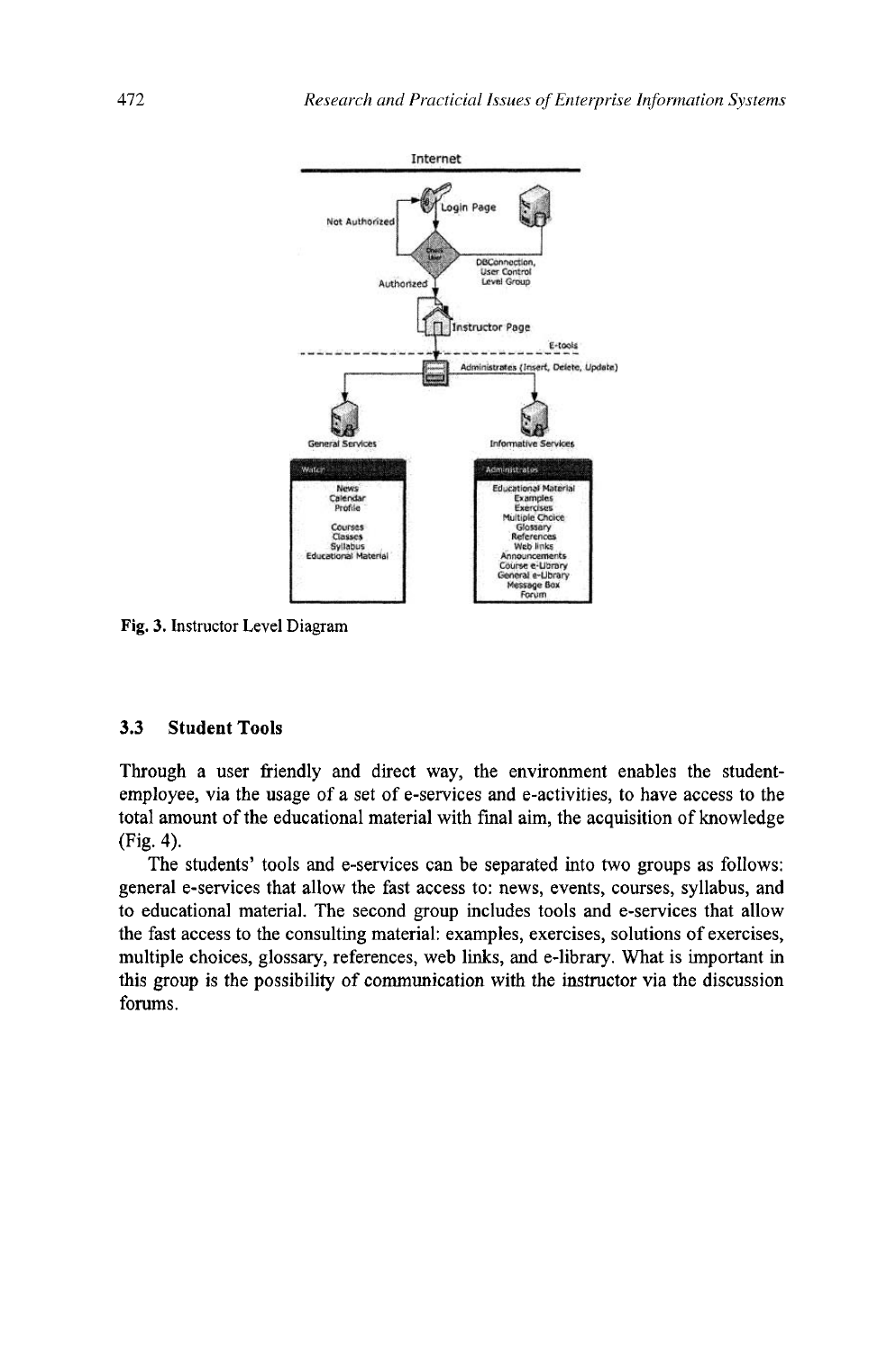Fig. 3. Instructor Level Diagram

### 3.3 Student Tools

Through a user friendly and direct way, the environment enables the student-employee, via the usage of a set of e-services and e-activities, to have access to the total amount of the educational material with final aim, the acquisition of knowledge (Fig. 4).

The students' tools and e-services can be separated into two groups as follows: general e-services that allow the fast access to: news, events, courses, syllabus, and to educational material. The second group includes tools and e-services that allow the fast access to the consulting material: examples, exercises, solutions of exercises, multiple choices, glossary, references, web links, and e-library. What is important in this group is the possibility of communication with the instructor via the discussion forums.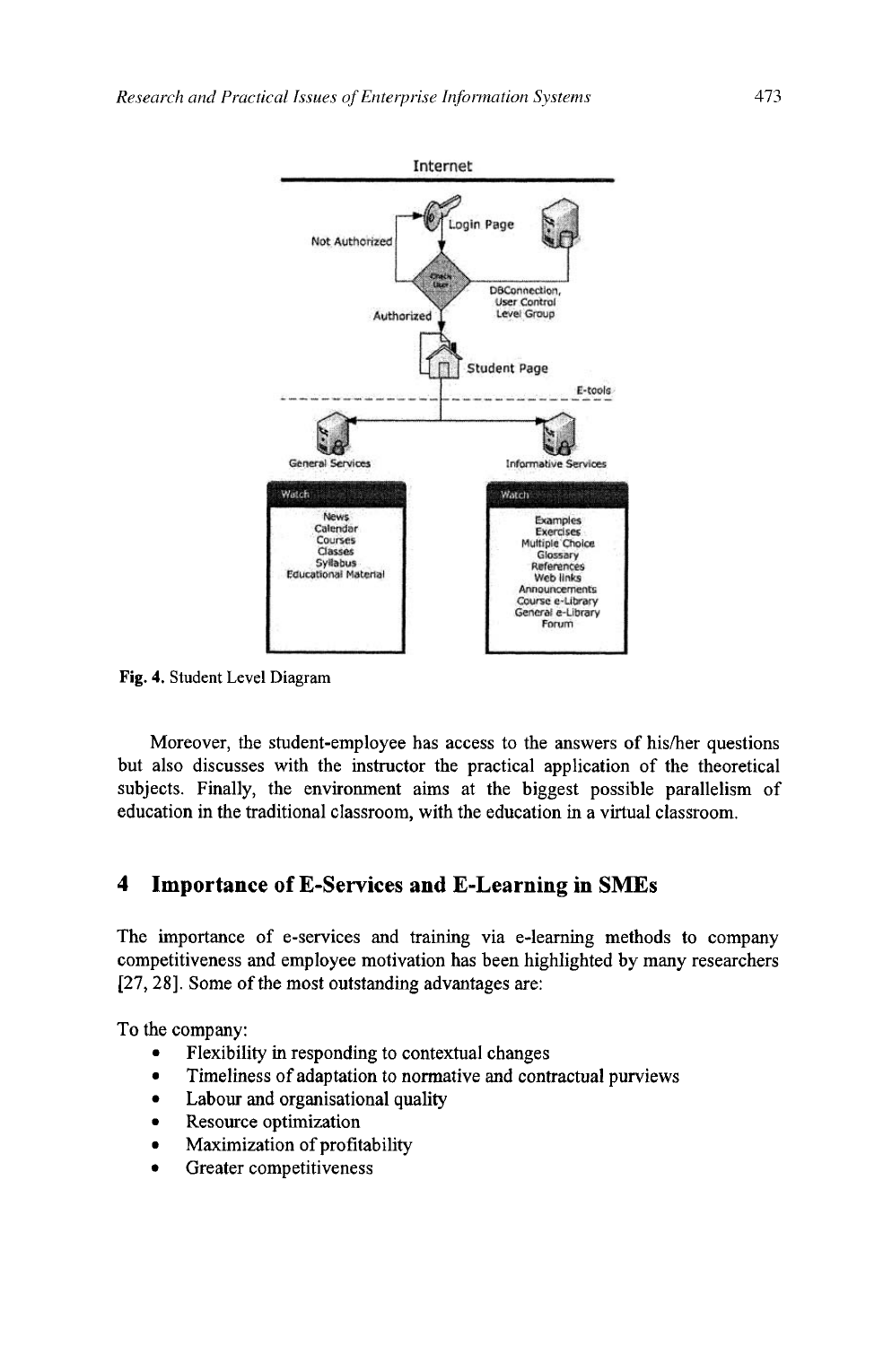Fig. 4. Student Level Diagram

Moreover, the student-employee has access to the answers of his/her questions but also discusses with the instructor the practical application of the theoretical subjects. Finally, the environment aims at the biggest possible parallelism of education in the traditional classroom, with the education in a virtual classroom.

## 4 Importance of E-Services and E-Learning in SMEs

The importance of e-services and training via e-learning methods to company competitiveness and employee motivation has been highlighted by many researchers [27, 28]. Some of the most outstanding advantages are:

To the company:

- Flexibility in responding to contextual changes
- Timeliness of adaptation to normative and contractual purviews
- Labour and organisational quality
- Resource optimization
- Maximization of profitability
- Greater competitiveness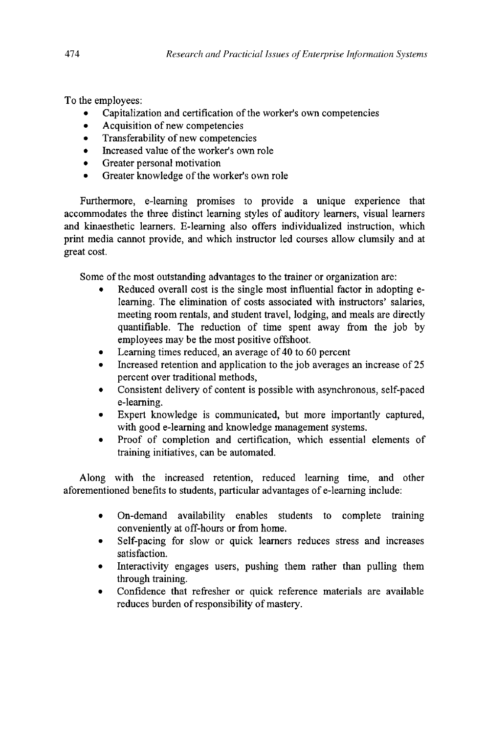To the employees:

- Capitalization and certification of the worker's own competencies
- Acquisition of new competencies
- Transferability of new competencies
- Increased value of the worker's own role
- Greater personal motivation
- Greater knowledge of the worker's own role

Furthermore, e-learning promises to provide a unique experience that accommodates the three distinct learning styles of auditory learners, visual learners and kinaesthetic learners. E-learning also offers individualized instruction, which print media cannot provide, and which instructor led courses allow clumsily and at great cost.

Some of the most outstanding advantages to the trainer or organization are:

- Reduced overall cost is the single most influential factor in adopting e-learning. The elimination of costs associated with instructors' salaries, meeting room rentals, and student travel, lodging, and meals are directly quantifiable. The reduction of time spent away from the job by employees may be the most positive offshoot.
- Learning times reduced, an average of 40 to 60 percent
- Increased retention and application to the job averages an increase of 25 percent over traditional methods,
- Consistent delivery of content is possible with asynchronous, self-paced e-learning.
- Expert knowledge is communicated, but more importantly captured, with good e-learning and knowledge management systems.
- Proof of completion and certification, which essential elements of training initiatives, can be automated.

Along with the increased retention, reduced learning time, and other aforementioned benefits to students, particular advantages of e-learning include:

- On-demand availability enables students to complete training conveniently at off-hours or from home.
- Self-pacing for slow or quick learners reduces stress and increases satisfaction.
- Interactivity engages users, pushing them rather than pulling them through training.
- Confidence that refresher or quick reference materials are available reduces burden of responsibility of mastery.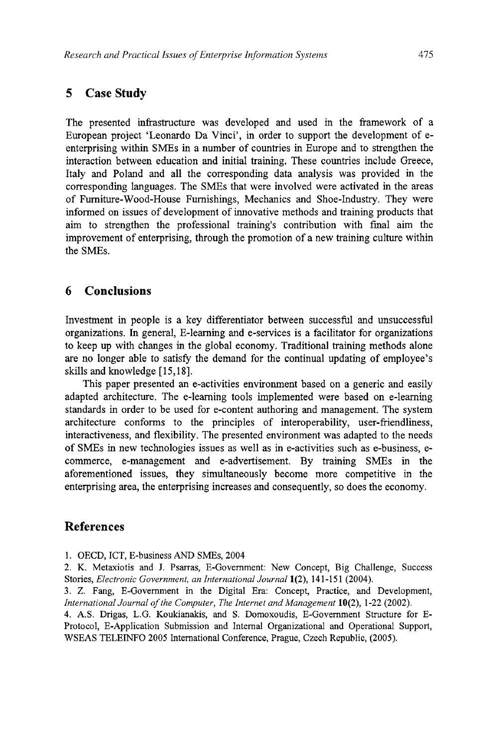## 5 Case Study

The presented infrastructure was developed and used in the framework of a European project 'Leonardo Da Vinci', in order to support the development of e-enterprising within SMEs in a number of countries in Europe and to strengthen the interaction between education and initial training. These countries include Greece, Italy and Poland and all the corresponding data analysis was provided in the corresponding languages. The SMEs that were involved were activated in the areas of Furniture-Wood-House Furnishings, Mechanics and Shoe-Industry. They were informed on issues of development of innovative methods and training products that aim to strengthen the professional training's contribution with final aim the improvement of enterprising, through the promotion of a new training culture within the SMEs.

## 6 Conclusions

Investment in people is a key differentiator between successful and unsuccessful organizations. In general, E-learning and e-services is a facilitator for organizations to keep up with changes in the global economy. Traditional training methods alone are no longer able to satisfy the demand for the continual updating of employee's skills and knowledge [15,18].

This paper presented an e-activities environment based on a generic and easily adapted architecture. The e-learning tools implemented were based on e-learning standards in order to be used for e-content authoring and management. The system architecture conforms to the principles of interoperability, user-friendliness, interactiveness, and flexibility. The presented environment was adapted to the needs of SMEs in new technologies issues as well as in e-activities such as e-business, e-commerce, e-management and e-advertisement. By training SMEs in the aforementioned issues, they simultaneously become more competitive in the enterprising area, the enterprising increases and consequently, so does the economy.

## References

1. OECD, ICT, E-business AND SMEs, 2004
2. K. Metaxiotis and J. Psarras, E-Government: New Concept, Big Challenge, Success Stories, *Electronic Government, an International Journal* **1**(2), 141-151 (2004).
3. Z. Fang, E-Government in the Digital Era: Concept, Practice, and Development, *International Journal of the Computer, The Internet and Management* **10**(2), 1-22 (2002).
4. A.S. Drigas, L.G. Koukianakis, and S. Domoxoudis, E-Government Structure for E-Protocol, E-Application Submission and Internal Organizational and Operational Support, WSEAS TELEINFO 2005 International Conference, Prague, Czech Republic, (2005).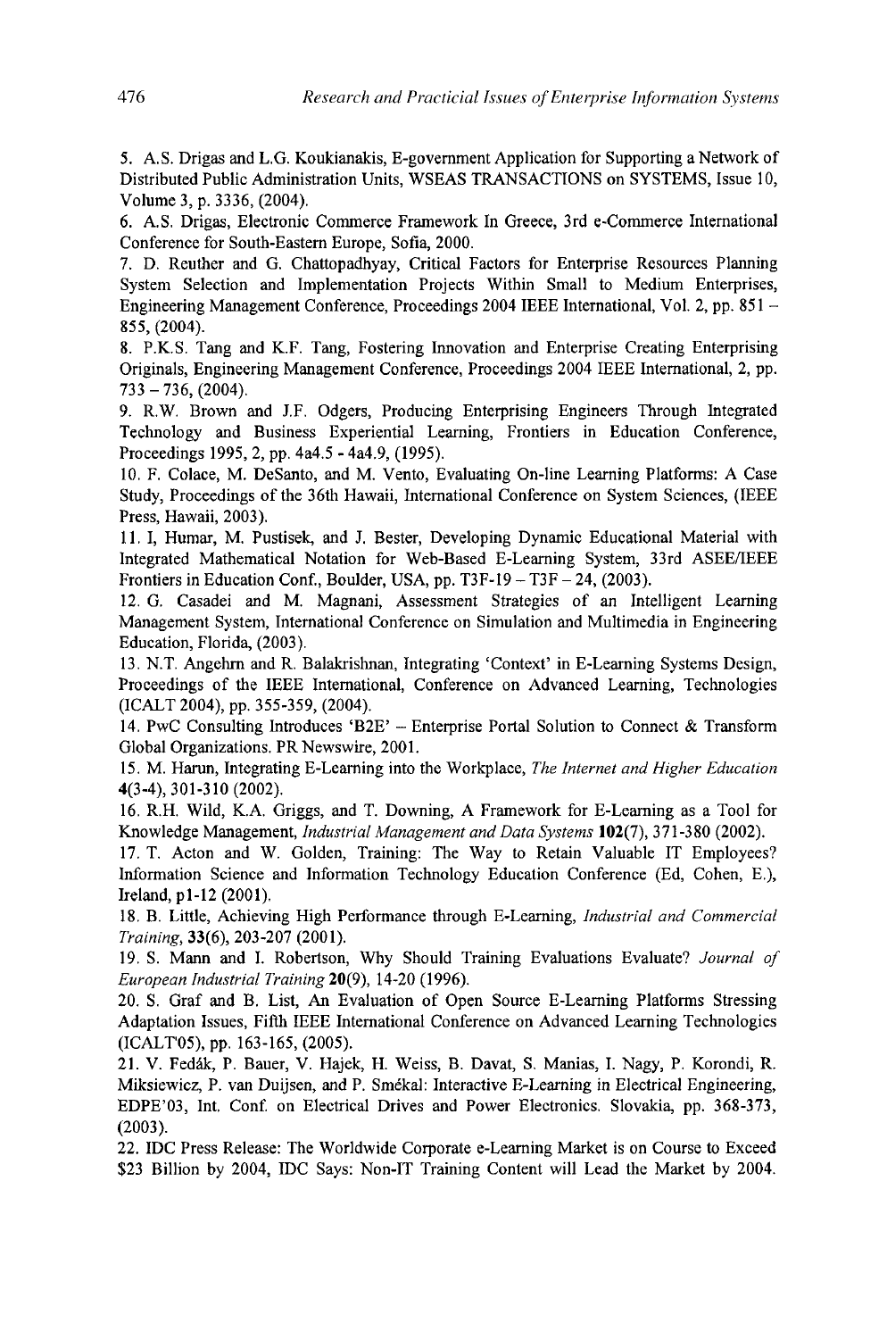5. A.S. Drigas and L.G. Koukianakis, E-government Application for Supporting a Network of Distributed Public Administration Units, WSEAS TRANSACTIONS on SYSTEMS, Issue 10, Volume 3, p. 3336, (2004).

6. A.S. Drigas, Electronic Commerce Framework In Greece, 3rd e-Commerce International Conference for South-Eastern Europe, Sofia, 2000.

7. D. Reuther and G. Chattopadhyay, Critical Factors for Enterprise Resources Planning System Selection and Implementation Projects Within Small to Medium Enterprises, Engineering Management Conference, Proceedings 2004 IEEE International, Vol. 2, pp. 851 – 855, (2004).

8. P.K.S. Tang and K.F. Tang, Fostering Innovation and Enterprise Creating Enterprising Originals, Engineering Management Conference, Proceedings 2004 IEEE International, 2, pp. 733 – 736, (2004).

9. R.W. Brown and J.F. Odgers, Producing Enterprising Engineers Through Integrated Technology and Business Experiential Learning, Frontiers in Education Conference, Proceedings 1995, 2, pp. 4a4.5 - 4a4.9, (1995).

10. F. Colace, M. DeSanto, and M. Vento, Evaluating On-line Learning Platforms: A Case Study, Proceedings of the 36th Hawaii, International Conference on System Sciences, (IEEE Press, Hawaii, 2003).

11. I, Humar, M. Pustisek, and J. Bester, Developing Dynamic Educational Material with Integrated Mathematical Notation for Web-Based E-Learning System, 33rd ASEE/IEEE Frontiers in Education Conf., Boulder, USA, pp. T3F-19 – T3F – 24, (2003).

12. G. Casadei and M. Magnani, Assessment Strategies of an Intelligent Learning Management System, International Conference on Simulation and Multimedia in Engineering Education, Florida, (2003).

13. N.T. Angehrn and R. Balakrishnan, Integrating 'Context' in E-Learning Systems Design, Proceedings of the IEEE International, Conference on Advanced Learning, Technologies (ICALT 2004), pp. 355-359, (2004).

14. PwC Consulting Introduces 'B2E' – Enterprise Portal Solution to Connect & Transform Global Organizations. PR Newswire, 2001.

15. M. Harun, Integrating E-Learning into the Workplace, *The Internet and Higher Education* **4**(3-4), 301-310 (2002).

16. R.H. Wild, K.A. Griggs, and T. Downing, A Framework for E-Learning as a Tool for Knowledge Management, *Industrial Management and Data Systems* **102**(7), 371-380 (2002).

17. T. Acton and W. Golden, Training: The Way to Retain Valuable IT Employees? Information Science and Information Technology Education Conference (Ed, Cohen, E.), Ireland, p1-12 (2001).

18. B. Little, Achieving High Performance through E-Learning, *Industrial and Commercial Training*, **33**(6), 203-207 (2001).

19. S. Mann and I. Robertson, Why Should Training Evaluations Evaluate? *Journal of European Industrial Training* **20**(9), 14-20 (1996).

20. S. Graf and B. List, An Evaluation of Open Source E-Learning Platforms Stressing Adaptation Issues, Fifth IEEE International Conference on Advanced Learning Technologies (ICALT'05), pp. 163-165, (2005).

21. V. Fedák, P. Bauer, V. Hajek, H. Weiss, B. Davat, S. Manias, I. Nagy, P. Korondi, R. Miksiewicz, P. van Duijsen, and P. Smékal: Interactive E-Learning in Electrical Engineering, EDPE'03, Int. Conf. on Electrical Drives and Power Electronics. Slovakia, pp. 368-373, (2003).

22. IDC Press Release: The Worldwide Corporate e-Learning Market is on Course to Exceed $23 Billion by 2004, IDC Says: Non-IT Training Content will Lead the Market by 2004.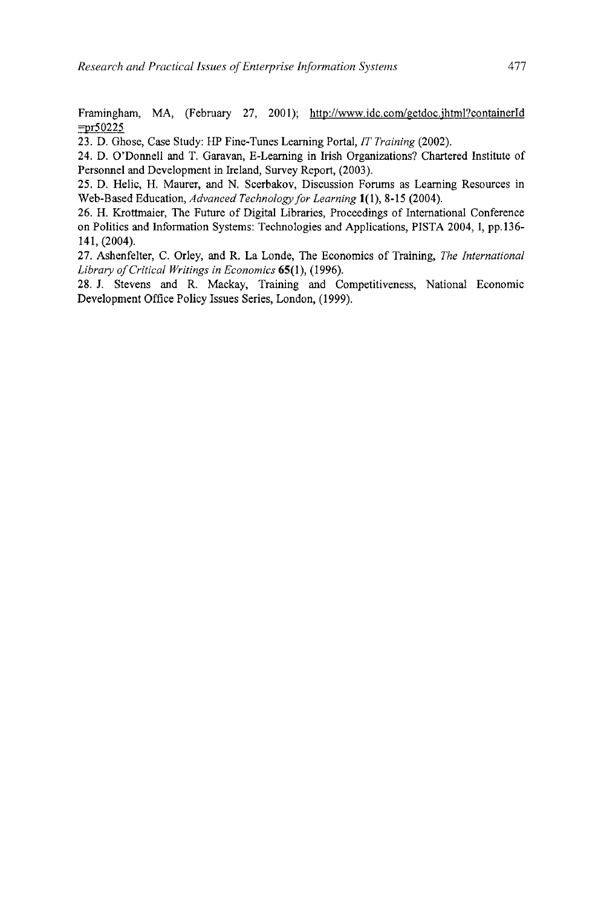Framingham, MA, (February 27, 2001); http://www.idc.com/getdoc.jhtml?containerId=pr50225

23. D. Ghose, Case Study: HP Fine-Tunes Learning Portal, *IT Training* (2002).

24. D. O'Donnell and T. Garavan, E-Learning in Irish Organizations? Chartered Institute of Personnel and Development in Ireland, Survey Report, (2003).

25. D. Helic, H. Maurer, and N. Scerbakov, Discussion Forums as Learning Resources in Web-Based Education, *Advanced Technology for Learning* **1**(1), 8-15 (2004).

26. H. Krottmaier, The Future of Digital Libraries, Proceedings of International Conference on Politics and Information Systems: Technologies and Applications, PISTA 2004, I, pp.136-141, (2004).

27. Ashenfelter, C. Orley, and R. La Londe, The Economics of Training, *The International Library of Critical Writings in Economics* **65**(1), (1996).

28. J. Stevens and R. Mackay, Training and Competitiveness, National Economic Development Office Policy Issues Series, London, (1999).